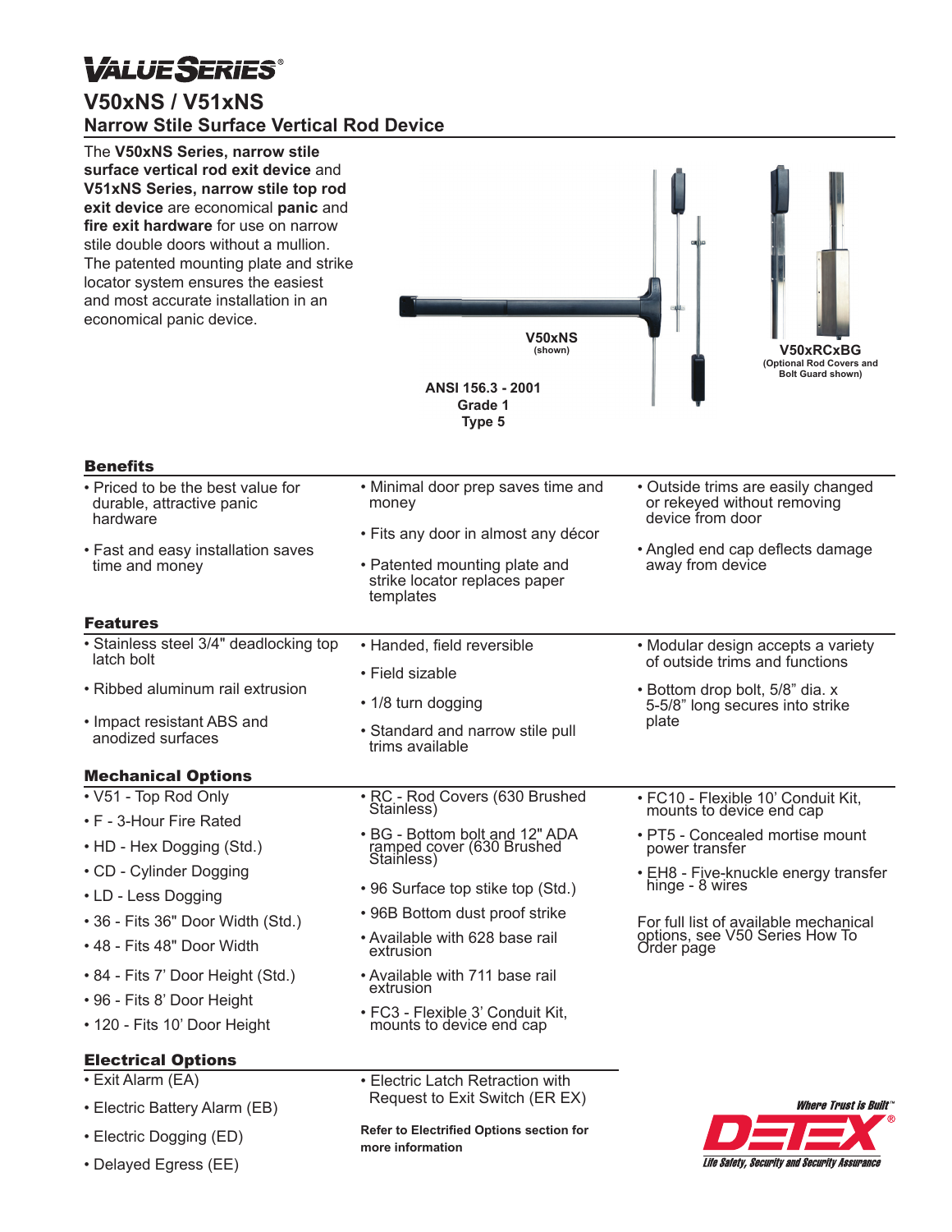# VALUE SERIES®

## V50xNS / V51xNS

### Narrow Stile Surface Vertical Rod Device

The **V50xNS Series, narrow stile surface vertical rod exit device** and **V51xNS Series, narrow stile top rod exit device** are economical **panic** and **fire exit hardware** for use on narrow stile double doors without a mullion. The patented mounting plate and strike locator system ensures the easiest and most accurate installation in an economical panic device.

**V50xNS**
(shown)

**V50xRCxBG**
(Optional Rod Covers and Bolt Guard shown)

**ANSI 156.3 - 2001**
**Grade 1**
**Type 5**

### Benefits

- Priced to be the best value for durable, attractive panic hardware
- Fast and easy installation saves time and money
- Minimal door prep saves time and money
- Fits any door in almost any décor
- Patented mounting plate and strike locator replaces paper templates
- Outside trims are easily changed or rekeyed without removing device from door
- Angled end cap deflects damage away from device

### Features

- Stainless steel 3/4" deadlocking top latch bolt
- Ribbed aluminum rail extrusion
- Impact resistant ABS and anodized surfaces
- Handed, field reversible
- Field sizable
- 1/8 turn dogging
- Standard and narrow stile pull trims available
- Modular design accepts a variety of outside trims and functions
- Bottom drop bolt, 5/8" dia. x 5-5/8" long secures into strike plate

### Mechanical Options

- V51 - Top Rod Only
- F - 3-Hour Fire Rated
- HD - Hex Dogging (Std.)
- CD - Cylinder Dogging
- LD - Less Dogging
- 36 - Fits 36" Door Width (Std.)
- 48 - Fits 48" Door Width
- 84 - Fits 7' Door Height (Std.)
- 96 - Fits 8' Door Height
- 120 - Fits 10' Door Height
- RC - Rod Covers (630 Brushed Stainless)
- BG - Bottom bolt and 12" ADA ramped cover (630 Brushed Stainless)
- 96 Surface top stike top (Std.)
- 96B Bottom dust proof strike
- Available with 628 base rail extrusion
- Available with 711 base rail extrusion
- FC3 - Flexible 3' Conduit Kit, mounts to device end cap
- FC10 - Flexible 10' Conduit Kit, mounts to device end cap
- PT5 - Concealed mortise mount power transfer
- EH8 - Five-knuckle energy transfer hinge - 8 wires

For full list of available mechanical options, see V50 Series How To Order page

### Electrical Options

- Exit Alarm (EA)
- Electric Battery Alarm (EB)
- Electric Dogging (ED)
- Delayed Egress (EE)
- Electric Latch Retraction with Request to Exit Switch (ER EX)

**Refer to Electrified Options section for more information**

*Where Trust is Built™*
**DETEX®**
*Life Safety, Security and Security Assurance*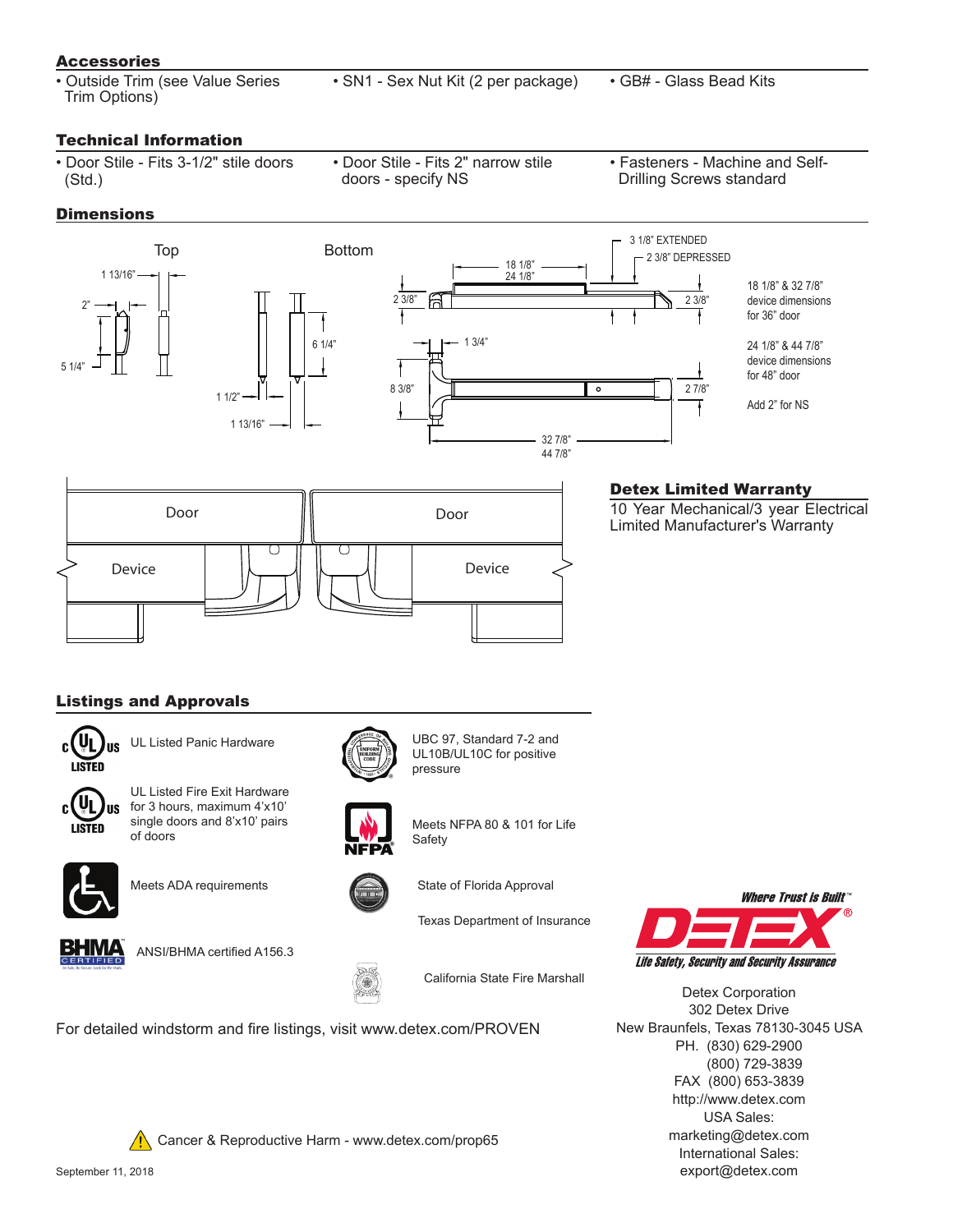## Accessories

- Outside Trim (see Value Series Trim Options)
- SN1 - Sex Nut Kit (2 per package)
- GB# - Glass Bead Kits

## Technical Information

- Door Stile - Fits 3-1/2" stile doors (Std.)
- Door Stile - Fits 2" narrow stile doors - specify NS
- Fasteners - Machine and Self-Drilling Screws standard

## Dimensions

Top

1 13/16"

2"

5 1/4"

Bottom

6 1/4"

1 1/2"

1 13/16"

18 1/8"
24 1/8"

2 3/8"

3 1/8" EXTENDED

2 3/8" DEPRESSED

2 3/8"

1 3/4"

8 3/8"

2 7/8"

32 7/8"
44 7/8"

18 1/8" & 32 7/8" device dimensions for 36" door

24 1/8" & 44 7/8" device dimensions for 48" door

Add 2" for NS

Door

Door

Device

Device

## Detex Limited Warranty

10 Year Mechanical/3 year Electrical Limited Manufacturer's Warranty

## Listings and Approvals

UL Listed Panic Hardware

UL Listed Fire Exit Hardware for 3 hours, maximum 4'x10' single doors and 8'x10' pairs of doors

Meets ADA requirements

ANSI/BHMA certified A156.3

UBC 97, Standard 7-2 and UL10B/UL10C for positive pressure

Meets NFPA 80 & 101 for Life Safety

State of Florida Approval

Texas Department of Insurance

California State Fire Marshall

For detailed windstorm and fire listings, visit www.detex.com/PROVEN

Where Trust is Built™

DETEX®

Life Safety, Security and Security Assurance

Detex Corporation
302 Detex Drive
New Braunfels, Texas 78130-3045 USA
PH. (830) 629-2900
(800) 729-3839
FAX (800) 653-3839
http://www.detex.com
USA Sales:
marketing@detex.com
International Sales:
export@detex.com

Cancer & Reproductive Harm - www.detex.com/prop65

September 11, 2018